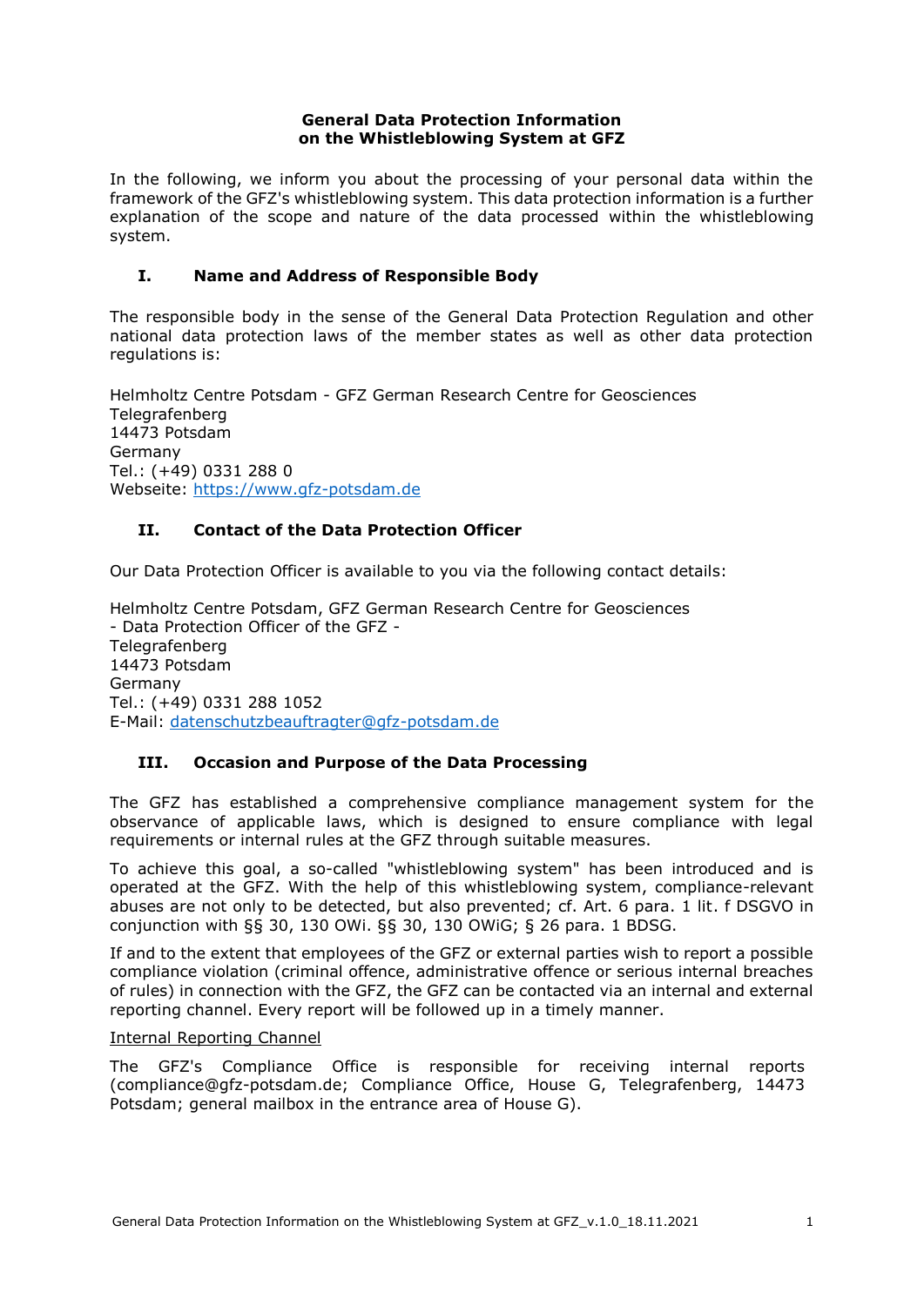# General Data Protection Information on the Whistleblowing System at GFZ

In the following, we inform you about the processing of your personal data within the framework of the GFZ's whistleblowing system. This data protection information is a further explanation of the scope and nature of the data processed within the whistleblowing system.

## I. Name and Address of Responsible Body

The responsible body in the sense of the General Data Protection Regulation and other national data protection laws of the member states as well as other data protection regulations is:

Helmholtz Centre Potsdam - GFZ German Research Centre for Geosciences
Telegrafenberg
14473 Potsdam
Germany
Tel.: (+49) 0331 288 0
Webseite: https://www.gfz-potsdam.de

## II. Contact of the Data Protection Officer

Our Data Protection Officer is available to you via the following contact details:

Helmholtz Centre Potsdam, GFZ German Research Centre for Geosciences
- Data Protection Officer of the GFZ -
Telegrafenberg
14473 Potsdam
Germany
Tel.: (+49) 0331 288 1052
E-Mail: datenschutzbeauftragter@gfz-potsdam.de

## III. Occasion and Purpose of the Data Processing

The GFZ has established a comprehensive compliance management system for the observance of applicable laws, which is designed to ensure compliance with legal requirements or internal rules at the GFZ through suitable measures.

To achieve this goal, a so-called "whistleblowing system" has been introduced and is operated at the GFZ. With the help of this whistleblowing system, compliance-relevant abuses are not only to be detected, but also prevented; cf. Art. 6 para. 1 lit. f DSGVO in conjunction with §§ 30, 130 OWi. §§ 30, 130 OWiG; § 26 para. 1 BDSG.

If and to the extent that employees of the GFZ or external parties wish to report a possible compliance violation (criminal offence, administrative offence or serious internal breaches of rules) in connection with the GFZ, the GFZ can be contacted via an internal and external reporting channel. Every report will be followed up in a timely manner.

<u>Internal Reporting Channel</u>

The GFZ's Compliance Office is responsible for receiving internal reports (compliance@gfz-potsdam.de; Compliance Office, House G, Telegrafenberg, 14473 Potsdam; general mailbox in the entrance area of House G).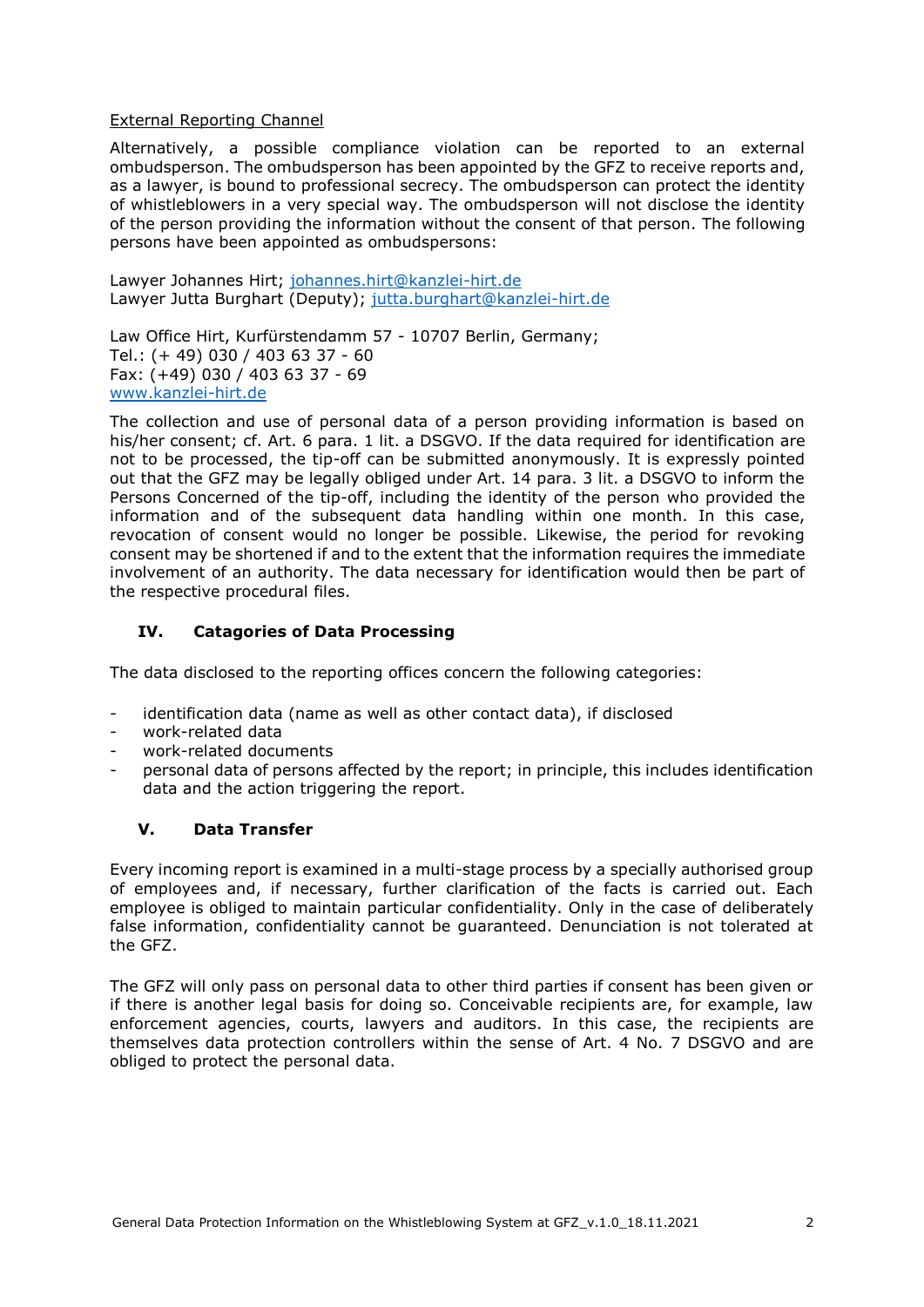External Reporting Channel

Alternatively, a possible compliance violation can be reported to an external ombudsperson. The ombudsperson has been appointed by the GFZ to receive reports and, as a lawyer, is bound to professional secrecy. The ombudsperson can protect the identity of whistleblowers in a very special way. The ombudsperson will not disclose the identity of the person providing the information without the consent of that person. The following persons have been appointed as ombudspersons:

Lawyer Johannes Hirt; johannes.hirt@kanzlei-hirt.de
Lawyer Jutta Burghart (Deputy); jutta.burghart@kanzlei-hirt.de

Law Office Hirt, Kurfürstendamm 57 - 10707 Berlin, Germany;
Tel.: (+ 49) 030 / 403 63 37 - 60
Fax: (+49) 030 / 403 63 37 - 69
www.kanzlei-hirt.de

The collection and use of personal data of a person providing information is based on his/her consent; cf. Art. 6 para. 1 lit. a DSGVO. If the data required for identification are not to be processed, the tip-off can be submitted anonymously. It is expressly pointed out that the GFZ may be legally obliged under Art. 14 para. 3 lit. a DSGVO to inform the Persons Concerned of the tip-off, including the identity of the person who provided the information and of the subsequent data handling within one month. In this case, revocation of consent would no longer be possible. Likewise, the period for revoking consent may be shortened if and to the extent that the information requires the immediate involvement of an authority. The data necessary for identification would then be part of the respective procedural files.

## IV. Catagories of Data Processing

The data disclosed to the reporting offices concern the following categories:

- identification data (name as well as other contact data), if disclosed
- work-related data
- work-related documents
- personal data of persons affected by the report; in principle, this includes identification data and the action triggering the report.

## V. Data Transfer

Every incoming report is examined in a multi-stage process by a specially authorised group of employees and, if necessary, further clarification of the facts is carried out. Each employee is obliged to maintain particular confidentiality. Only in the case of deliberately false information, confidentiality cannot be guaranteed. Denunciation is not tolerated at the GFZ.

The GFZ will only pass on personal data to other third parties if consent has been given or if there is another legal basis for doing so. Conceivable recipients are, for example, law enforcement agencies, courts, lawyers and auditors. In this case, the recipients are themselves data protection controllers within the sense of Art. 4 No. 7 DSGVO and are obliged to protect the personal data.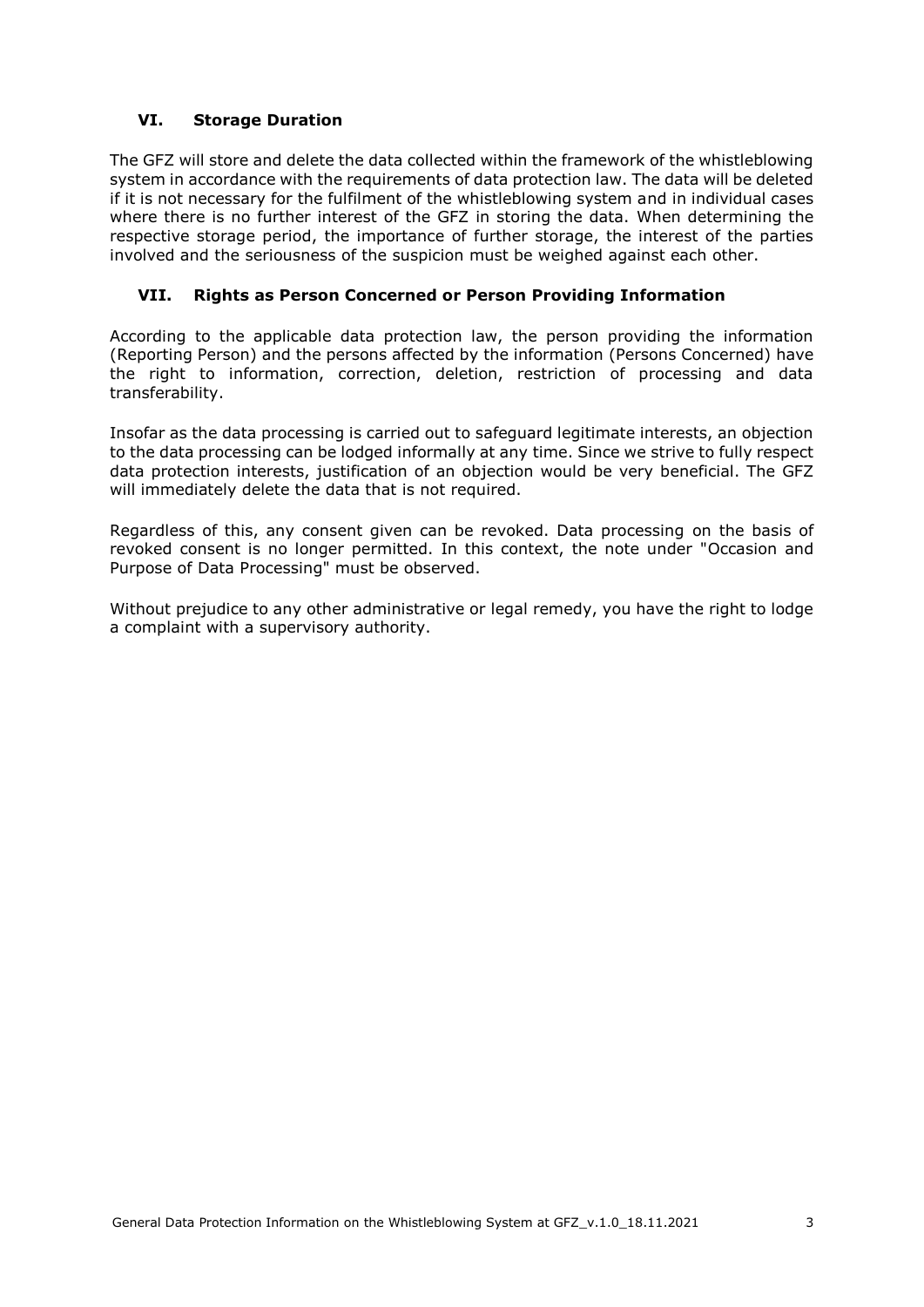## VI. Storage Duration

The GFZ will store and delete the data collected within the framework of the whistleblowing system in accordance with the requirements of data protection law. The data will be deleted if it is not necessary for the fulfilment of the whistleblowing system and in individual cases where there is no further interest of the GFZ in storing the data. When determining the respective storage period, the importance of further storage, the interest of the parties involved and the seriousness of the suspicion must be weighed against each other.

## VII. Rights as Person Concerned or Person Providing Information

According to the applicable data protection law, the person providing the information (Reporting Person) and the persons affected by the information (Persons Concerned) have the right to information, correction, deletion, restriction of processing and data transferability.

Insofar as the data processing is carried out to safeguard legitimate interests, an objection to the data processing can be lodged informally at any time. Since we strive to fully respect data protection interests, justification of an objection would be very beneficial. The GFZ will immediately delete the data that is not required.

Regardless of this, any consent given can be revoked. Data processing on the basis of revoked consent is no longer permitted. In this context, the note under "Occasion and Purpose of Data Processing" must be observed.

Without prejudice to any other administrative or legal remedy, you have the right to lodge a complaint with a supervisory authority.